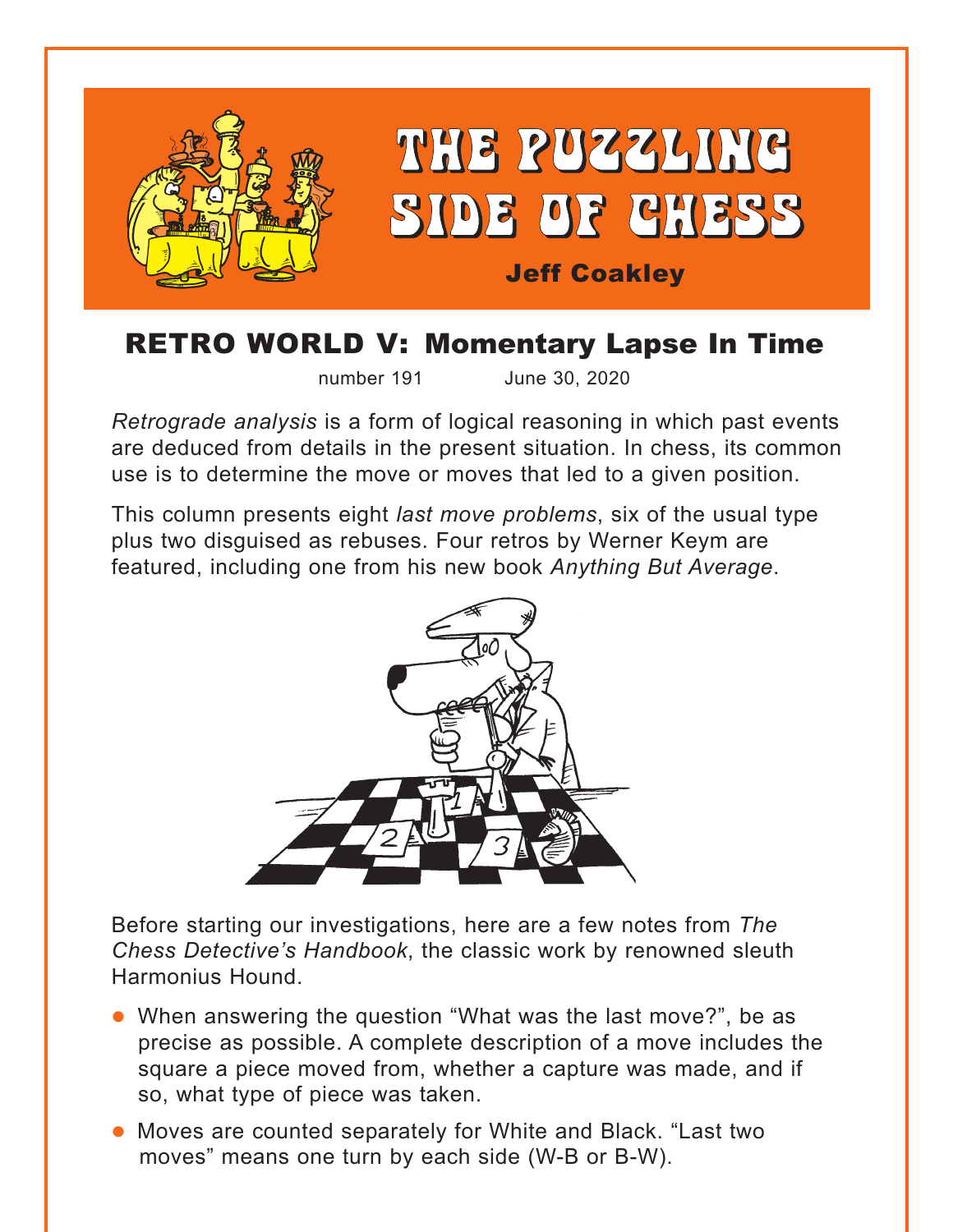# THE PUZZLING SIDE OF CHESS

**Jeff Coakley**

## RETRO WORLD V: Momentary Lapse In Time

number 191 June 30, 2020

*Retrograde analysis* is a form of logical reasoning in which past events are deduced from details in the present situation. In chess, its common use is to determine the move or moves that led to a given position.

This column presents eight *last move problems*, six of the usual type plus two disguised as rebuses. Four retros by Werner Keym are featured, including one from his new book *Anything But Average*.

Before starting our investigations, here are a few notes from *The Chess Detective's Handbook*, the classic work by renowned sleuth Harmonius Hound.

- When answering the question "What was the last move?", be as precise as possible. A complete description of a move includes the square a piece moved from, whether a capture was made, and if so, what type of piece was taken.
- Moves are counted separately for White and Black. "Last two moves" means one turn by each side (W-B or B-W).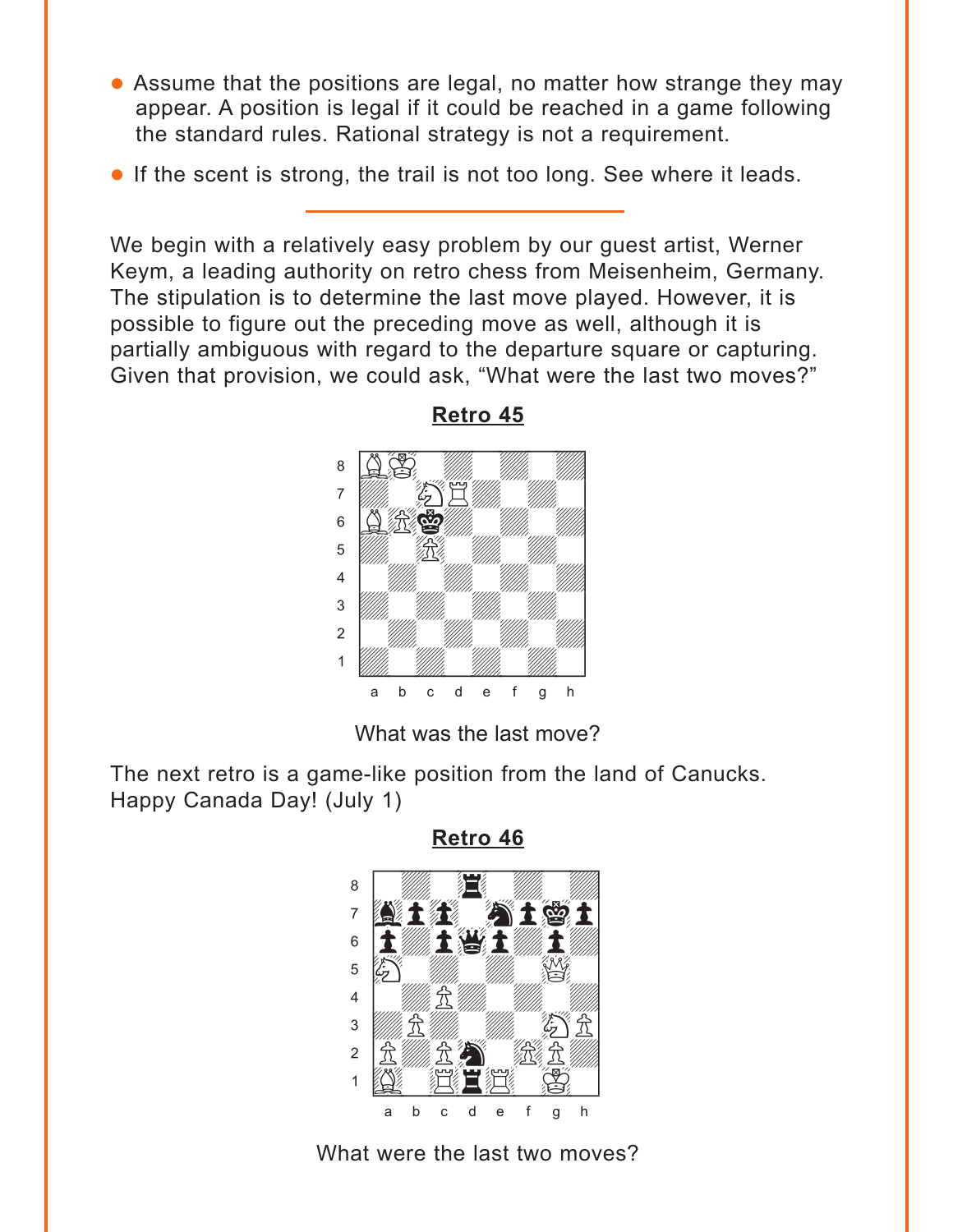- Assume that the positions are legal, no matter how strange they may appear. A position is legal if it could be reached in a game following the standard rules. Rational strategy is not a requirement.
- If the scent is strong, the trail is not too long. See where it leads.

---

We begin with a relatively easy problem by our guest artist, Werner Keym, a leading authority on retro chess from Meisenheim, Germany. The stipulation is to determine the last move played. However, it is possible to figure out the preceding move as well, although it is partially ambiguous with regard to the departure square or capturing. Given that provision, we could ask, "What were the last two moves?"

## Retro 45

What was the last move?

The next retro is a game-like position from the land of Canucks. Happy Canada Day! (July 1)

## Retro 46

What were the last two moves?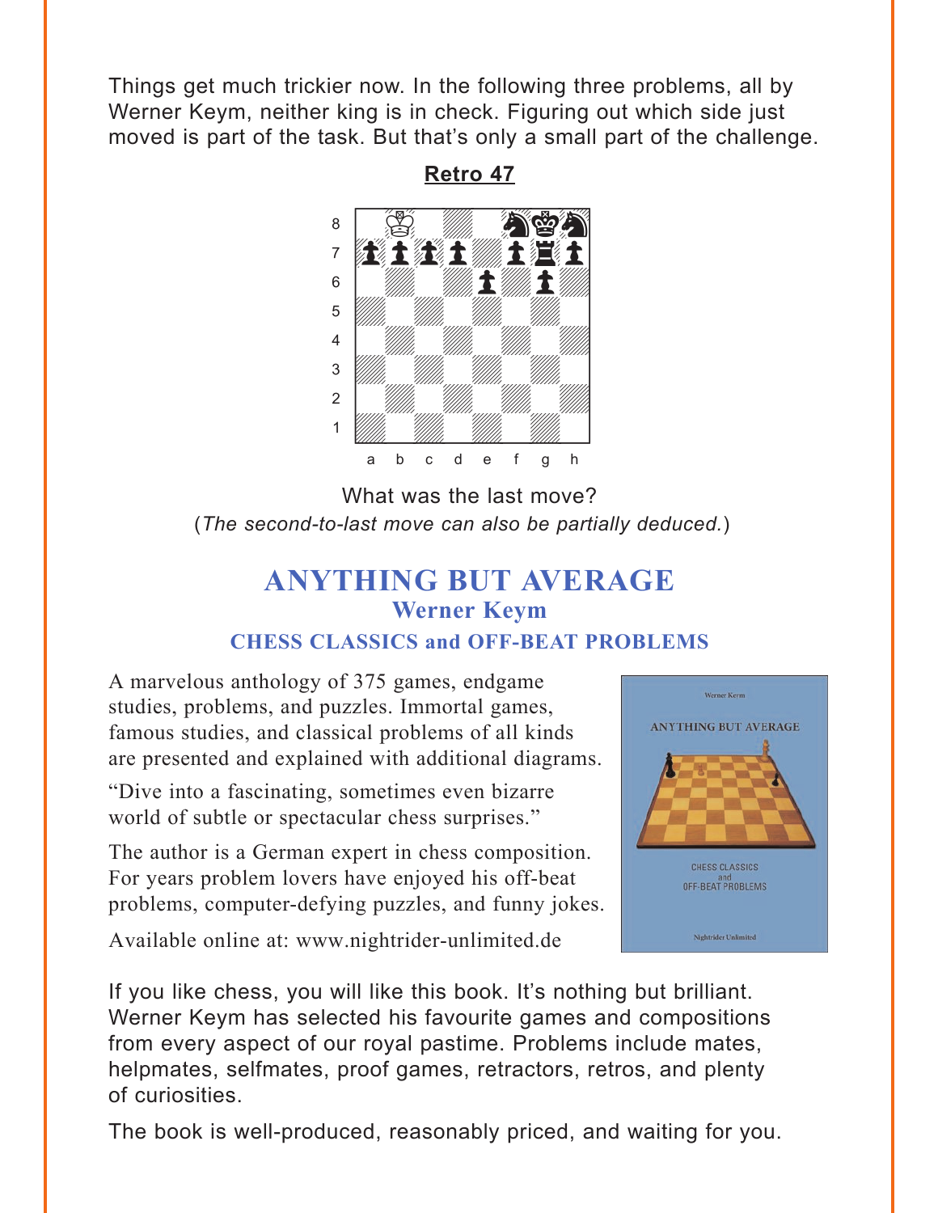Things get much trickier now. In the following three problems, all by Werner Keym, neither king is in check. Figuring out which side just moved is part of the task. But that's only a small part of the challenge.

## Retro 47

8
7
6
5
4
3
2
1

a b c d e f g h

What was the last move?
(*The second-to-last move can also be partially deduced.*)

## ANYTHING BUT AVERAGE
### Werner Keym
### CHESS CLASSICS and OFF-BEAT PROBLEMS

A marvelous anthology of 375 games, endgame studies, problems, and puzzles. Immortal games, famous studies, and classical problems of all kinds are presented and explained with additional diagrams.

"Dive into a fascinating, sometimes even bizarre world of subtle or spectacular chess surprises."

The author is a German expert in chess composition. For years problem lovers have enjoyed his off-beat problems, computer-defying puzzles, and funny jokes.

Available online at: www.nightrider-unlimited.de

Werner Keym

ANYTHING BUT AVERAGE

CHESS CLASSICS
and
OFF-BEAT PROBLEMS

Nightrider Unlimited

If you like chess, you will like this book. It's nothing but brilliant. Werner Keym has selected his favourite games and compositions from every aspect of our royal pastime. Problems include mates, helpmates, selfmates, proof games, retractors, retros, and plenty of curiosities.

The book is well-produced, reasonably priced, and waiting for you.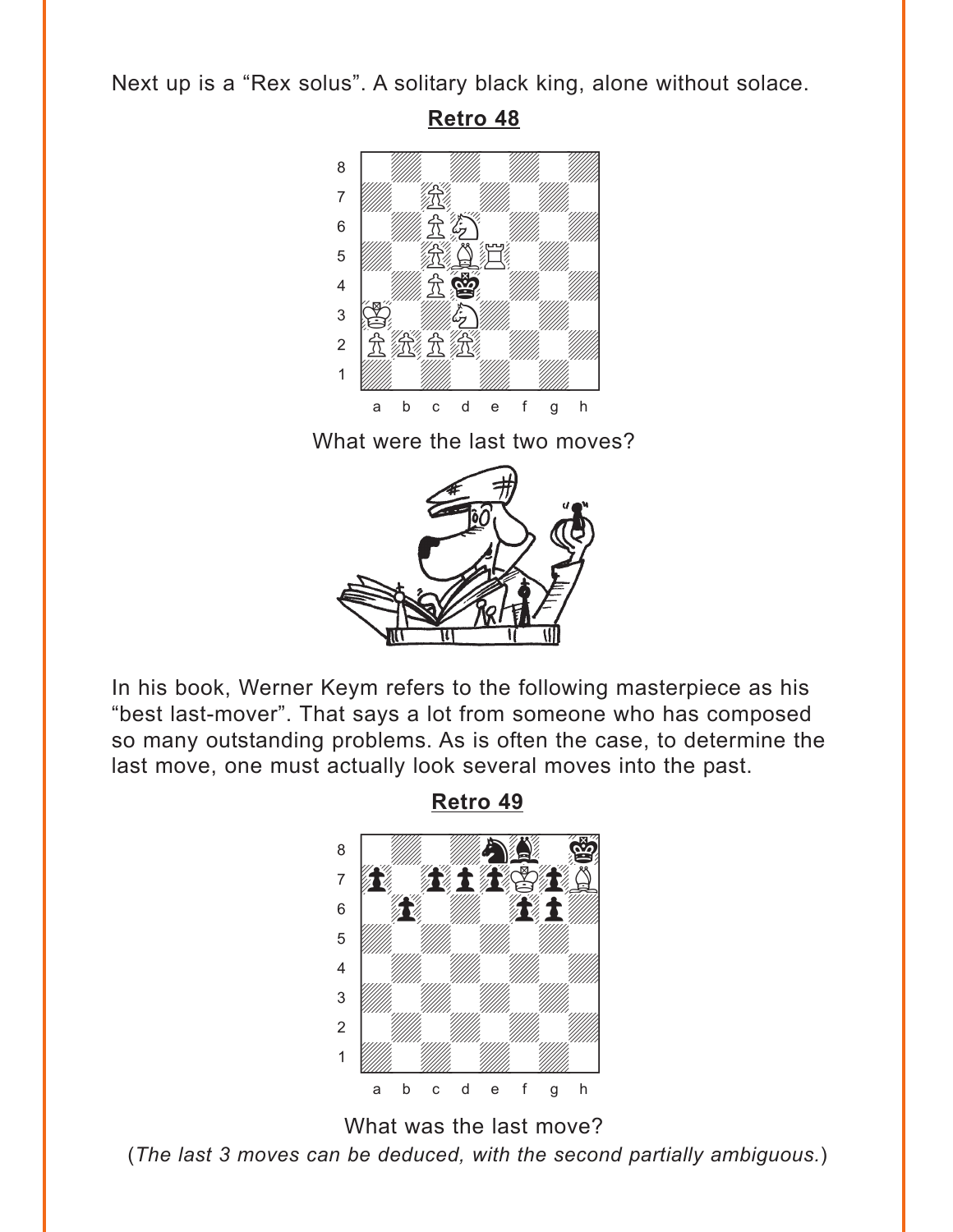Next up is a “Rex solus”. A solitary black king, alone without solace.

**Retro 48**

What were the last two moves?

In his book, Werner Keym refers to the following masterpiece as his “best last-mover”. That says a lot from someone who has composed so many outstanding problems. As is often the case, to determine the last move, one must actually look several moves into the past.

**Retro 49**

What was the last move?

(*The last 3 moves can be deduced, with the second partially ambiguous.*)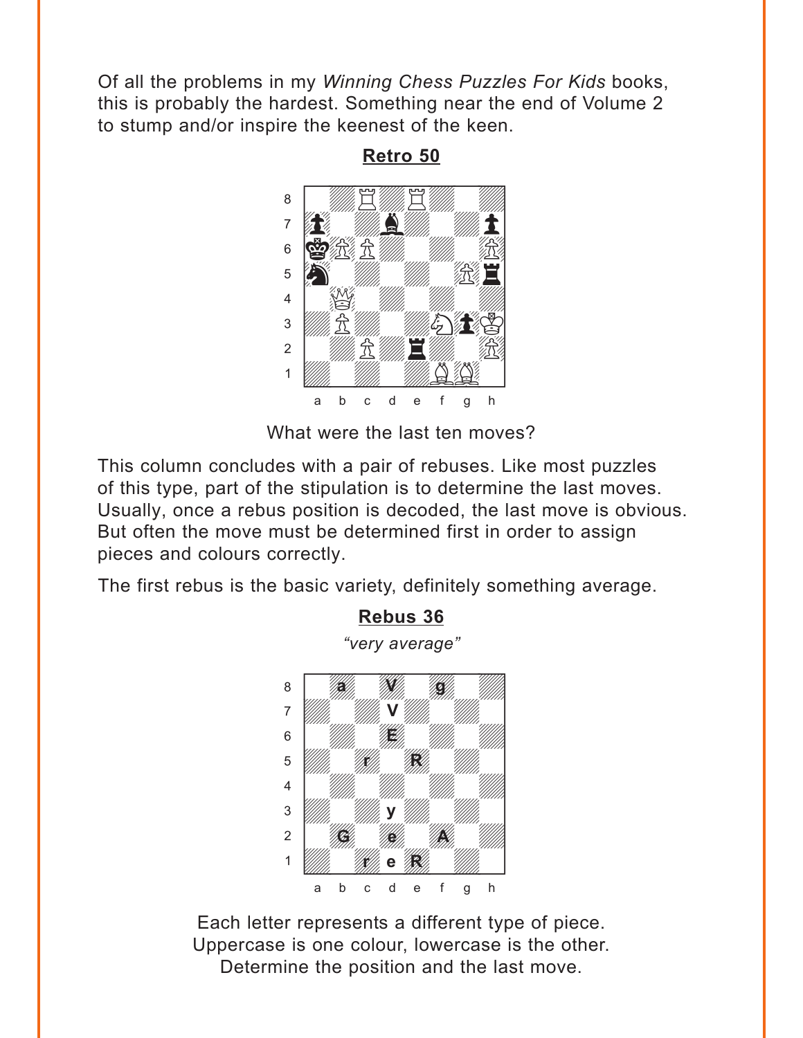Of all the problems in my *Winning Chess Puzzles For Kids* books, this is probably the hardest. Something near the end of Volume 2 to stump and/or inspire the keenest of the keen.

**Retro 50**

What were the last ten moves?

This column concludes with a pair of rebuses. Like most puzzles of this type, part of the stipulation is to determine the last moves. Usually, once a rebus position is decoded, the last move is obvious. But often the move must be determined first in order to assign pieces and colours correctly.

The first rebus is the basic variety, definitely something average.

**Rebus 36**

*"very average"*

Each letter represents a different type of piece.
Uppercase is one colour, lowercase is the other.
Determine the position and the last move.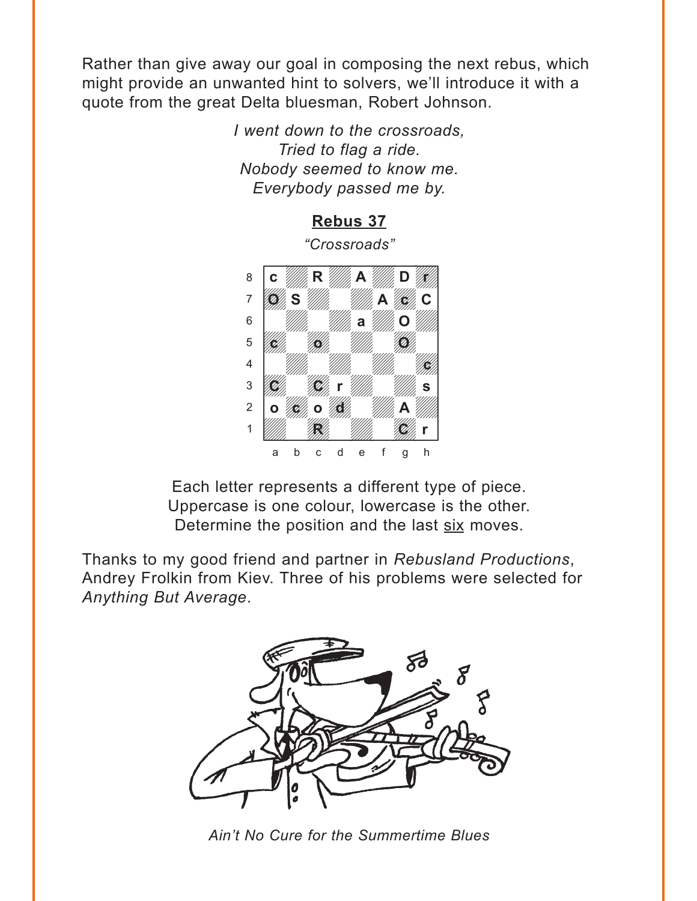Rather than give away our goal in composing the next rebus, which might provide an unwanted hint to solvers, we'll introduce it with a quote from the great Delta bluesman, Robert Johnson.

*I went down to the crossroads,*
*Tried to flag a ride.*
*Nobody seemed to know me.*
*Everybody passed me by.*

## Rebus 37

*"Crossroads"*

| | a | b | c | d | e | f | g | h |
|---|---|---|---|---|---|---|---|---|
| 8 | c | | R | | A | | D | r |
| 7 | O | S | | | | A | c | C |
| 6 | | | | | a | | O | |
| 5 | c | | o | | | | O | |
| 4 | | | | | | | | c |
| 3 | C | | C | r | | | | s |
| 2 | o | c | o | d | | | A | |
| 1 | | | R | | | | C | r |

Each letter represents a different type of piece.
Uppercase is one colour, lowercase is the other.
Determine the position and the last six moves.

Thanks to my good friend and partner in *Rebusland Productions*, Andrey Frolkin from Kiev. Three of his problems were selected for *Anything But Average*.

*Ain't No Cure for the Summertime Blues*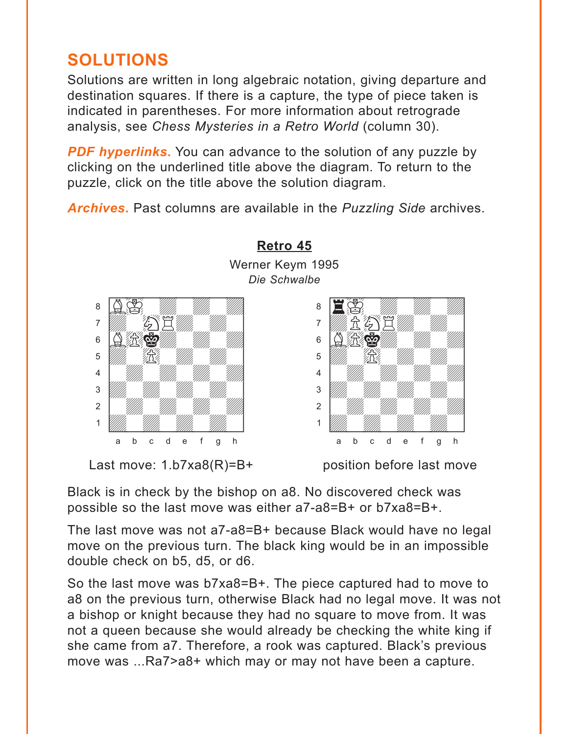## SOLUTIONS

Solutions are written in long algebraic notation, giving departure and destination squares. If there is a capture, the type of piece taken is indicated in parentheses. For more information about retrograde analysis, see *Chess Mysteries in a Retro World* (column 30).

***PDF hyperlinks.*** You can advance to the solution of any puzzle by clicking on the underlined title above the diagram. To return to the puzzle, click on the title above the solution diagram.

***Archives.*** Past columns are available in the *Puzzling Side* archives.

### Retro 45

Werner Keym 1995
*Die Schwalbe*

Last move: 1.b7xa8(R)=B+

position before last move

Black is in check by the bishop on a8. No discovered check was possible so the last move was either a7-a8=B+ or b7xa8=B+.

The last move was not a7-a8=B+ because Black would have no legal move on the previous turn. The black king would be in an impossible double check on b5, d5, or d6.

So the last move was b7xa8=B+. The piece captured had to move to a8 on the previous turn, otherwise Black had no legal move. It was not a bishop or knight because they had no square to move from. It was not a queen because she would already be checking the white king if she came from a7. Therefore, a rook was captured. Black's previous move was ...Ra7>a8+ which may or may not have been a capture.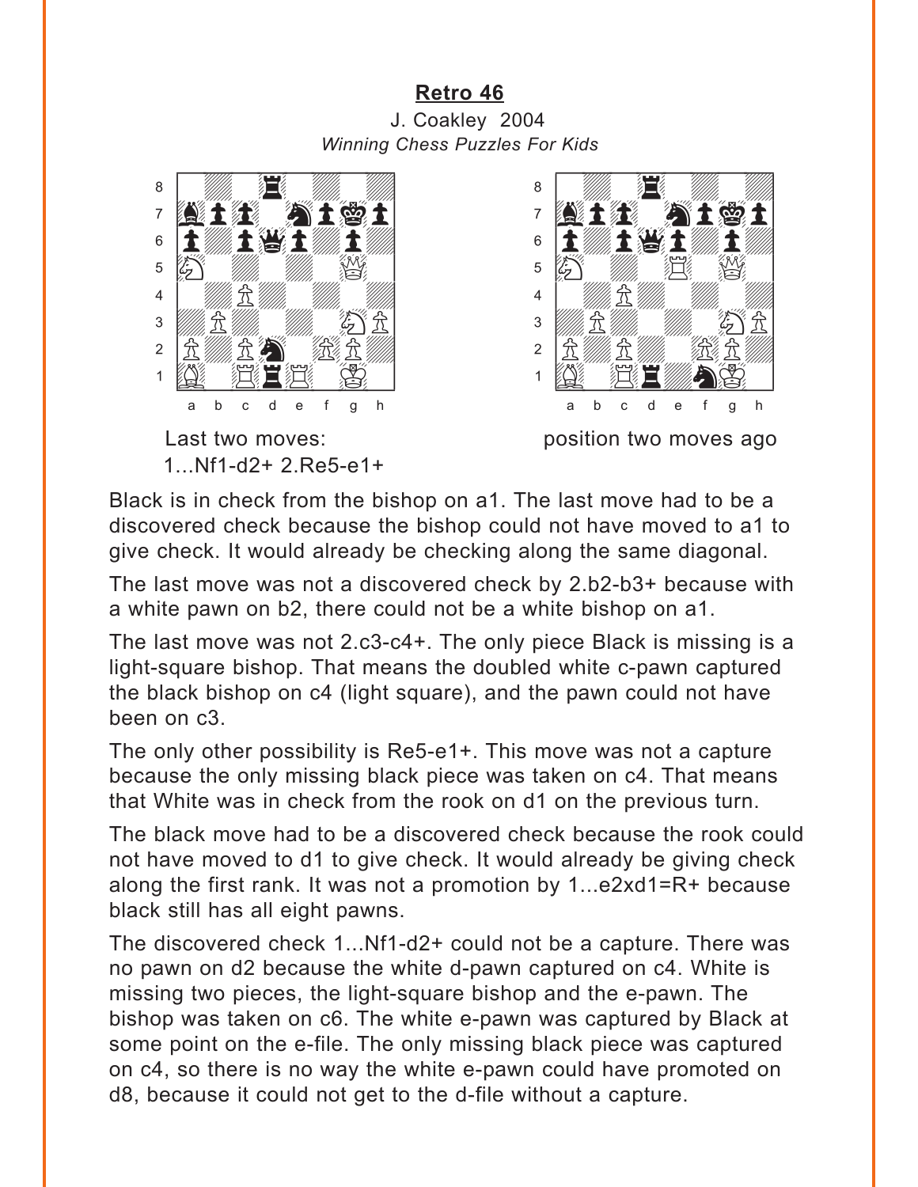## Retro 46

J. Coakley 2004

*Winning Chess Puzzles For Kids*

Last two moves:
1...Nf1-d2+ 2.Re5-e1+

position two moves ago

Black is in check from the bishop on a1. The last move had to be a discovered check because the bishop could not have moved to a1 to give check. It would already be checking along the same diagonal.

The last move was not a discovered check by 2.b2-b3+ because with a white pawn on b2, there could not be a white bishop on a1.

The last move was not 2.c3-c4+. The only piece Black is missing is a light-square bishop. That means the doubled white c-pawn captured the black bishop on c4 (light square), and the pawn could not have been on c3.

The only other possibility is Re5-e1+. This move was not a capture because the only missing black piece was taken on c4. That means that White was in check from the rook on d1 on the previous turn.

The black move had to be a discovered check because the rook could not have moved to d1 to give check. It would already be giving check along the first rank. It was not a promotion by 1...e2xd1=R+ because black still has all eight pawns.

The discovered check 1...Nf1-d2+ could not be a capture. There was no pawn on d2 because the white d-pawn captured on c4. White is missing two pieces, the light-square bishop and the e-pawn. The bishop was taken on c6. The white e-pawn was captured by Black at some point on the e-file. The only missing black piece was captured on c4, so there is no way the white e-pawn could have promoted on d8, because it could not get to the d-file without a capture.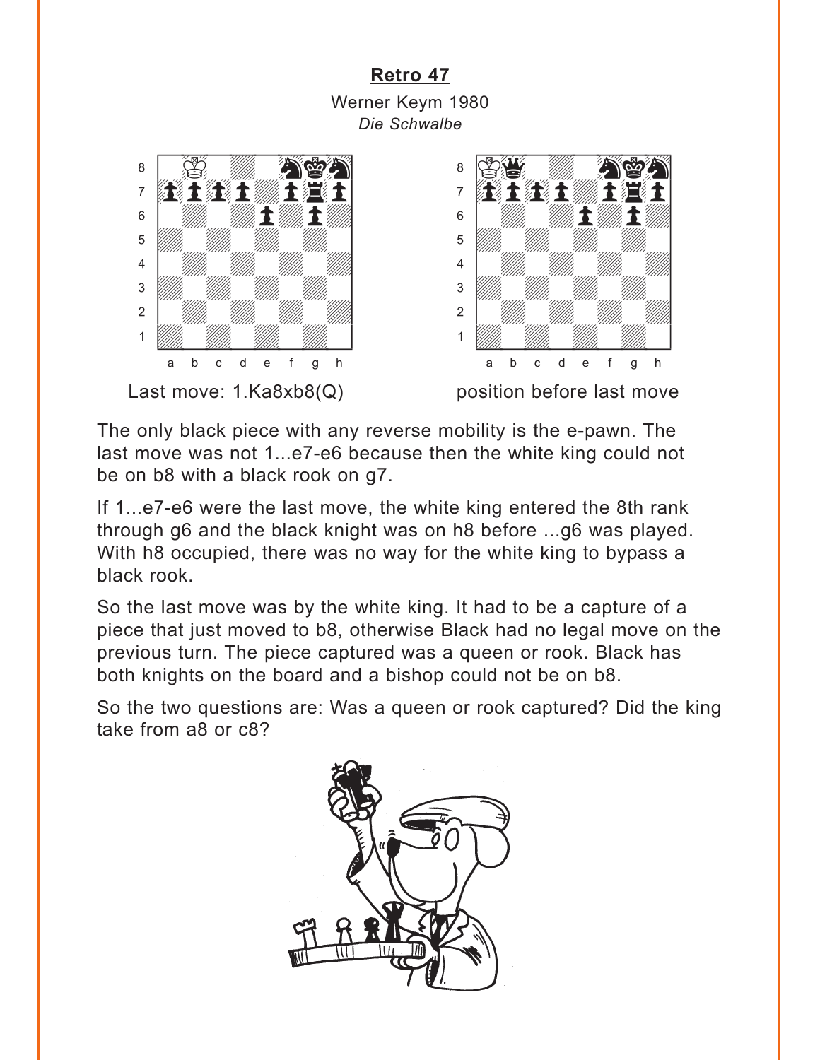## Retro 47

Werner Keym 1980

*Die Schwalbe*

Last move: 1.Ka8xb8(Q)

position before last move

The only black piece with any reverse mobility is the e-pawn. The last move was not 1...e7-e6 because then the white king could not be on b8 with a black rook on g7.

If 1...e7-e6 were the last move, the white king entered the 8th rank through g6 and the black knight was on h8 before ...g6 was played. With h8 occupied, there was no way for the white king to bypass a black rook.

So the last move was by the white king. It had to be a capture of a piece that just moved to b8, otherwise Black had no legal move on the previous turn. The piece captured was a queen or rook. Black has both knights on the board and a bishop could not be on b8.

So the two questions are: Was a queen or rook captured? Did the king take from a8 or c8?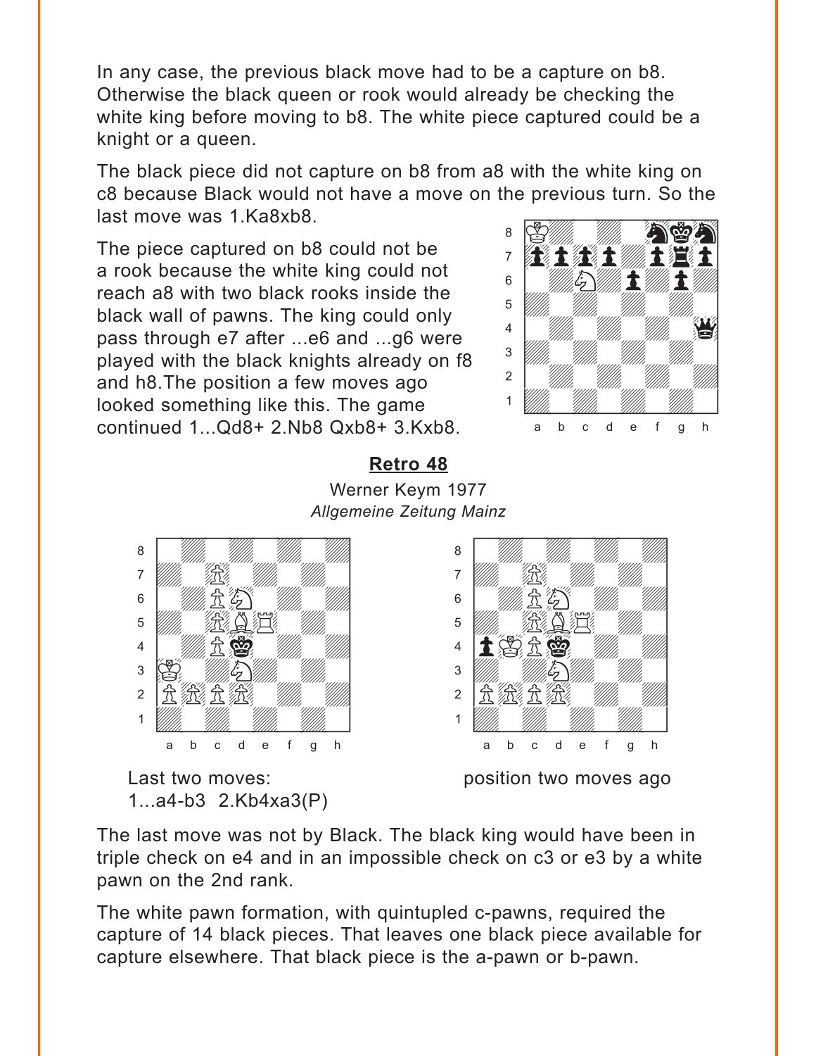In any case, the previous black move had to be a capture on b8. Otherwise the black queen or rook would already be checking the white king before moving to b8. The white piece captured could be a knight or a queen.

The black piece did not capture on b8 from a8 with the white king on c8 because Black would not have a move on the previous turn. So the last move was 1.Ka8xb8.

The piece captured on b8 could not be a rook because the white king could not reach a8 with two black rooks inside the black wall of pawns. The king could only pass through e7 after ...e6 and ...g6 were played with the black knights already on f8 and h8. The position a few moves ago looked something like this. The game continued 1...Qd8+ 2.Nb8 Qxb8+ 3.Kxb8.

## Retro 48

Werner Keym 1977

*Allgemeine Zeitung Mainz*

Last two moves:
1...a4-b3 2.Kb4xa3(P)

position two moves ago

The last move was not by Black. The black king would have been in triple check on e4 and in an impossible check on c3 or e3 by a white pawn on the 2nd rank.

The white pawn formation, with quintupled c-pawns, required the capture of 14 black pieces. That leaves one black piece available for capture elsewhere. That black piece is the a-pawn or b-pawn.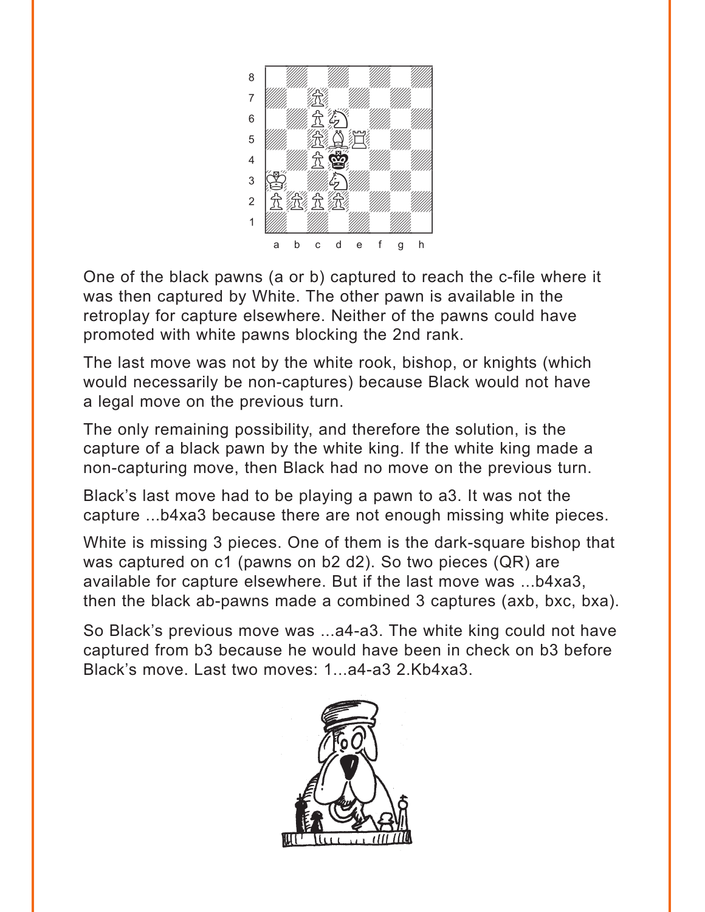One of the black pawns (a or b) captured to reach the c-file where it was then captured by White. The other pawn is available in the retroplay for capture elsewhere. Neither of the pawns could have promoted with white pawns blocking the 2nd rank.

The last move was not by the white rook, bishop, or knights (which would necessarily be non-captures) because Black would not have a legal move on the previous turn.

The only remaining possibility, and therefore the solution, is the capture of a black pawn by the white king. If the white king made a non-capturing move, then Black had no move on the previous turn.

Black's last move had to be playing a pawn to a3. It was not the capture ...b4xa3 because there are not enough missing white pieces.

White is missing 3 pieces. One of them is the dark-square bishop that was captured on c1 (pawns on b2 d2). So two pieces (QR) are available for capture elsewhere. But if the last move was ...b4xa3, then the black ab-pawns made a combined 3 captures (axb, bxc, bxa).

So Black's previous move was ...a4-a3. The white king could not have captured from b3 because he would have been in check on b3 before Black's move. Last two moves: 1...a4-a3 2.Kb4xa3.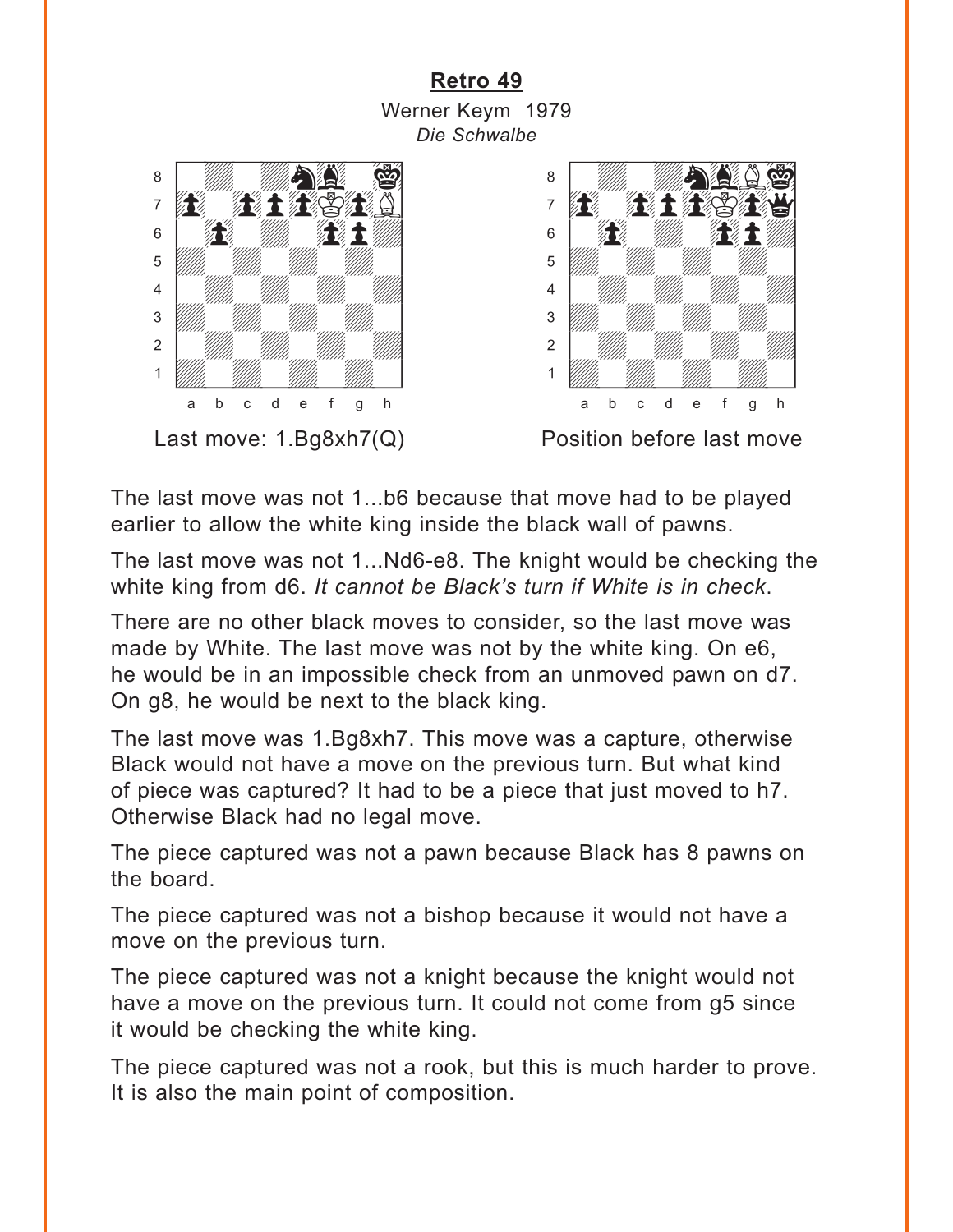## Retro 49

Werner Keym 1979

*Die Schwalbe*

Last move: 1.Bg8xh7(Q)

Position before last move

The last move was not 1...b6 because that move had to be played earlier to allow the white king inside the black wall of pawns.

The last move was not 1...Nd6-e8. The knight would be checking the white king from d6. *It cannot be Black's turn if White is in check*.

There are no other black moves to consider, so the last move was made by White. The last move was not by the white king. On e6, he would be in an impossible check from an unmoved pawn on d7. On g8, he would be next to the black king.

The last move was 1.Bg8xh7. This move was a capture, otherwise Black would not have a move on the previous turn. But what kind of piece was captured? It had to be a piece that just moved to h7. Otherwise Black had no legal move.

The piece captured was not a pawn because Black has 8 pawns on the board.

The piece captured was not a bishop because it would not have a move on the previous turn.

The piece captured was not a knight because the knight would not have a move on the previous turn. It could not come from g5 since it would be checking the white king.

The piece captured was not a rook, but this is much harder to prove. It is also the main point of composition.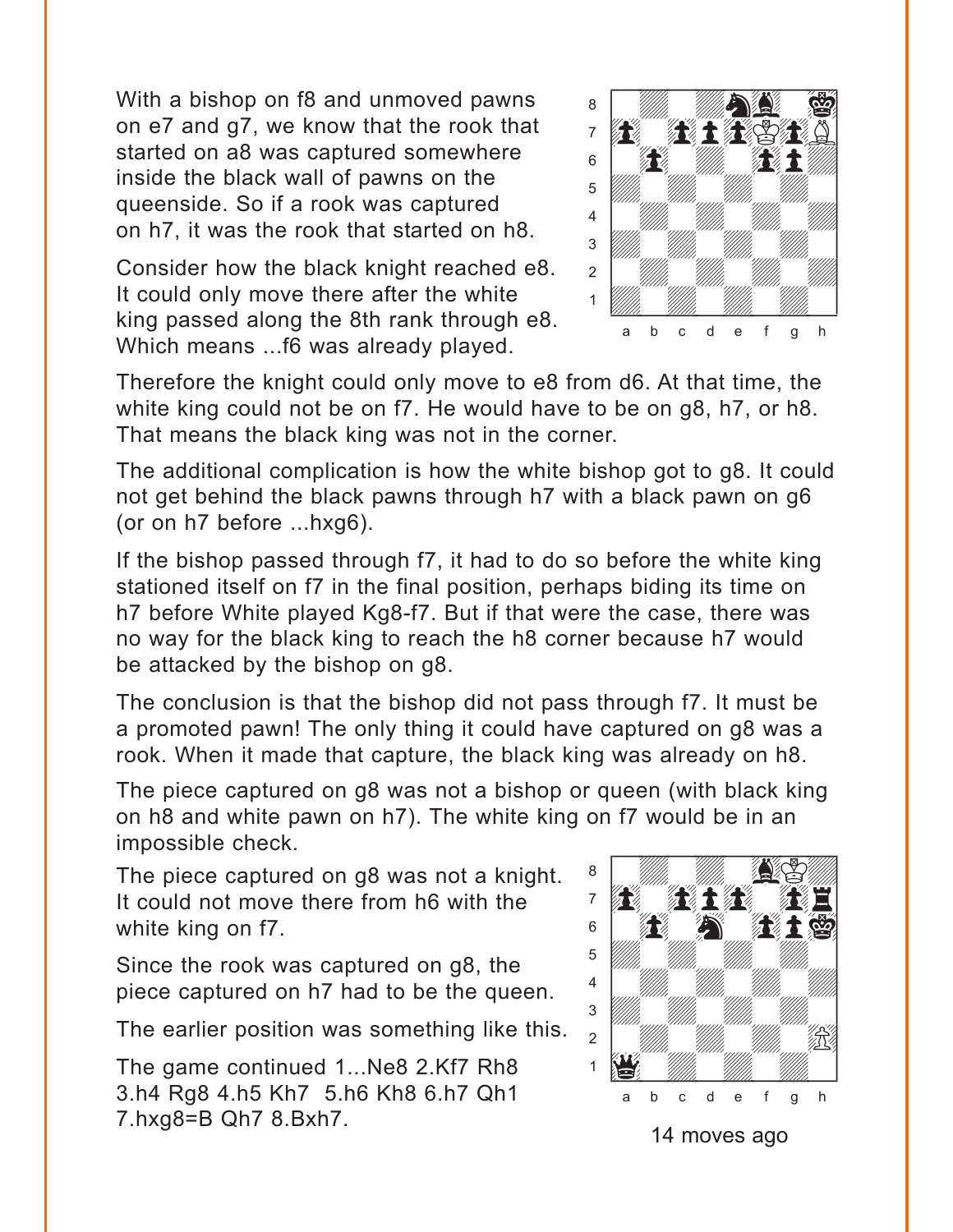With a bishop on f8 and unmoved pawns on e7 and g7, we know that the rook that started on a8 was captured somewhere inside the black wall of pawns on the queenside. So if a rook was captured on h7, it was the rook that started on h8.

Consider how the black knight reached e8. It could only move there after the white king passed along the 8th rank through e8. Which means ...f6 was already played.

Therefore the knight could only move to e8 from d6. At that time, the white king could not be on f7. He would have to be on g8, h7, or h8. That means the black king was not in the corner.

The additional complication is how the white bishop got to g8. It could not get behind the black pawns through h7 with a black pawn on g6 (or on h7 before ...hxg6).

If the bishop passed through f7, it had to do so before the white king stationed itself on f7 in the final position, perhaps biding its time on h7 before White played Kg8-f7. But if that were the case, there was no way for the black king to reach the h8 corner because h7 would be attacked by the bishop on g8.

The conclusion is that the bishop did not pass through f7. It must be a promoted pawn! The only thing it could have captured on g8 was a rook. When it made that capture, the black king was already on h8.

The piece captured on g8 was not a bishop or queen (with black king on h8 and white pawn on h7). The white king on f7 would be in an impossible check.

The piece captured on g8 was not a knight. It could not move there from h6 with the white king on f7.

Since the rook was captured on g8, the piece captured on h7 had to be the queen.

The earlier position was something like this.

The game continued 1...Ne8 2.Kf7 Rh8 3.h4 Rg8 4.h5 Kh7 5.h6 Kh8 6.h7 Qh1 7.hxg8=B Qh7 8.Bxh7.

14 moves ago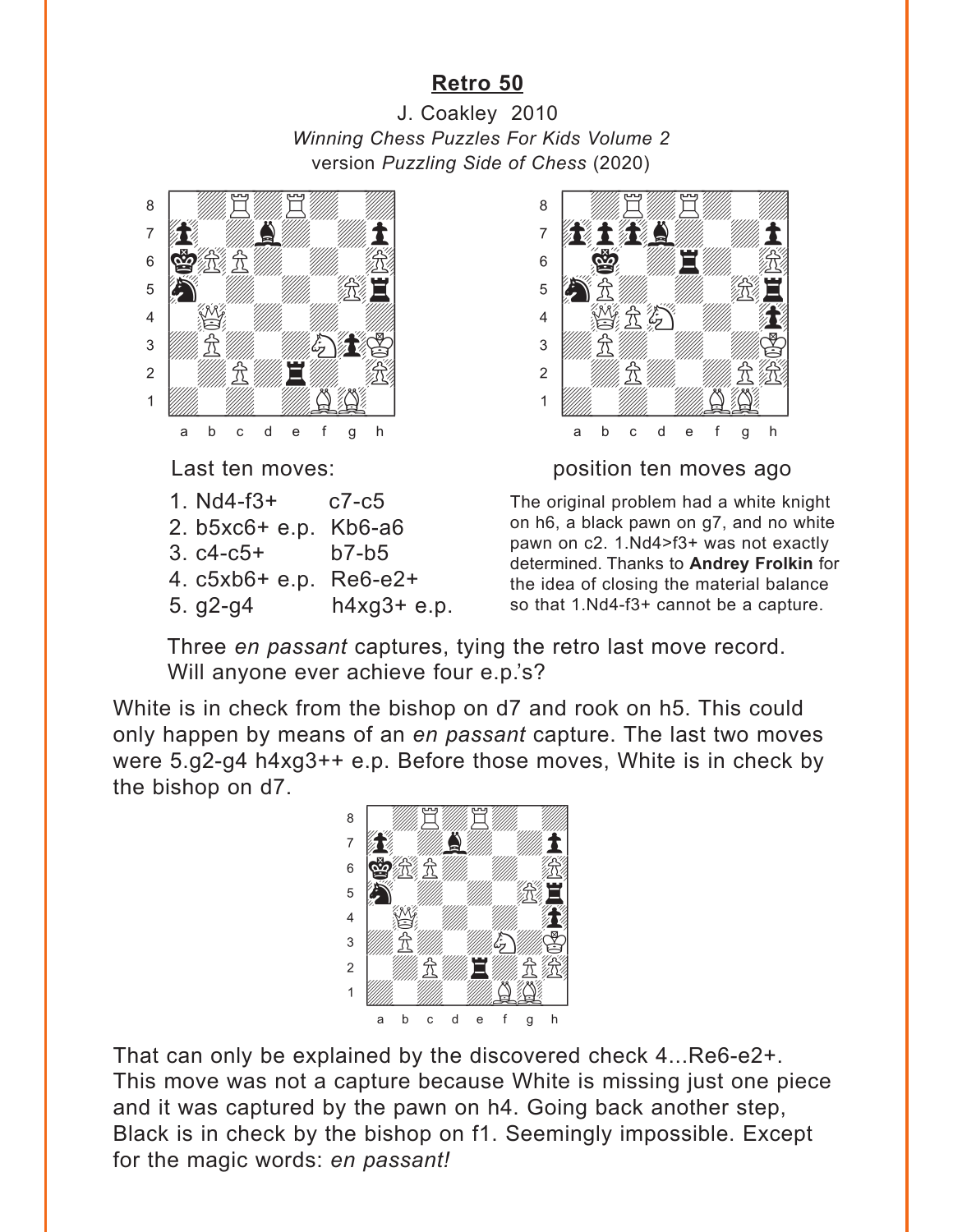## Retro 50

J. Coakley 2010
*Winning Chess Puzzles For Kids Volume 2*
version *Puzzling Side of Chess* (2020)

Last ten moves:

| | | |
|---|---|---|
| 1. | Nd4-f3+ | c7-c5 |
| 2. | b5xc6+ e.p. | Kb6-a6 |
| 3. | c4-c5+ | b7-b5 |
| 4. | c5xb6+ e.p. | Re6-e2+ |
| 5. | g2-g4 | h4xg3+ e.p. |

position ten moves ago

The original problem had a white knight on h6, a black pawn on g7, and no white pawn on c2. 1.Nd4>f3+ was not exactly determined. Thanks to **Andrey Frolkin** for the idea of closing the material balance so that 1.Nd4-f3+ cannot be a capture.

Three *en passant* captures, tying the retro last move record. Will anyone ever achieve four e.p.'s?

White is in check from the bishop on d7 and rook on h5. This could only happen by means of an *en passant* capture. The last two moves were 5.g2-g4 h4xg3++ e.p. Before those moves, White is in check by the bishop on d7.

That can only be explained by the discovered check 4...Re6-e2+. This move was not a capture because White is missing just one piece and it was captured by the pawn on h4. Going back another step, Black is in check by the bishop on f1. Seemingly impossible. Except for the magic words: *en passant!*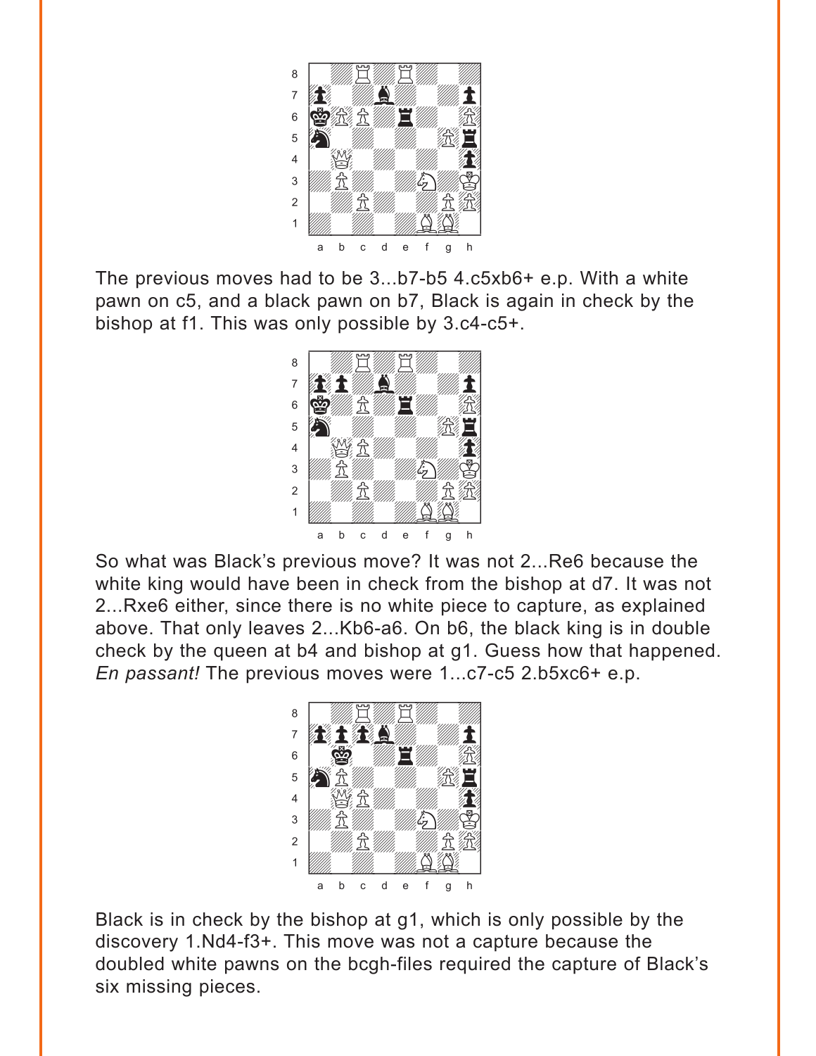The previous moves had to be 3...b7-b5 4.c5xb6+ e.p. With a white pawn on c5, and a black pawn on b7, Black is again in check by the bishop at f1. This was only possible by 3.c4-c5+.

So what was Black's previous move? It was not 2...Re6 because the white king would have been in check from the bishop at d7. It was not 2...Rxe6 either, since there is no white piece to capture, as explained above. That only leaves 2...Kb6-a6. On b6, the black king is in double check by the queen at b4 and bishop at g1. Guess how that happened. *En passant!* The previous moves were 1...c7-c5 2.b5xc6+ e.p.

Black is in check by the bishop at g1, which is only possible by the discovery 1.Nd4-f3+. This move was not a capture because the doubled white pawns on the bcgh-files required the capture of Black's six missing pieces.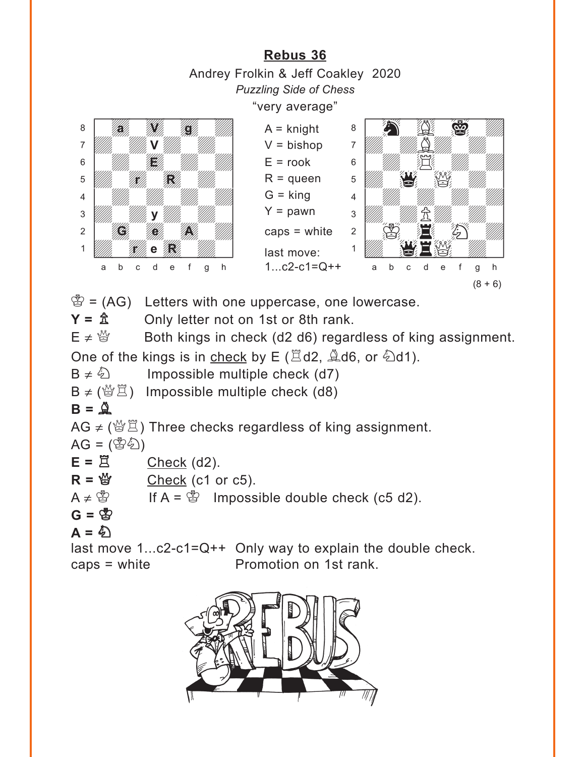## Rebus 36

Andrey Frolkin & Jeff Coakley 2020

*Puzzling Side of Chess*

"very average"

A = knight
V = bishop
E = rook
R = queen
G = king
Y = pawn
caps = white
last move:
1...c2-c1=Q++

(8 + 6)

♔ = (AG) Letters with one uppercase, one lowercase.

**Y = ♙** Only letter not on 1st or 8th rank.

E ≠ ♕ Both kings in check (d2 d6) regardless of king assignment.

One of the kings is in check by E (♖d2, ♗d6, or ♘d1).

B ≠ ♘ Impossible multiple check (d7)

B ≠ (♕♖) Impossible multiple check (d8)

**B = ♗**

AG ≠ (♕♖) Three checks regardless of king assignment.

AG = (♔♘)

**E = ♖** Check (d2).

**R = ♕** Check (c1 or c5).

A ≠ ♔ If A = ♔ Impossible double check (c5 d2).

**G = ♔**

**A = ♘**

last move 1...c2-c1=Q++ Only way to explain the double check.

caps = white Promotion on 1st rank.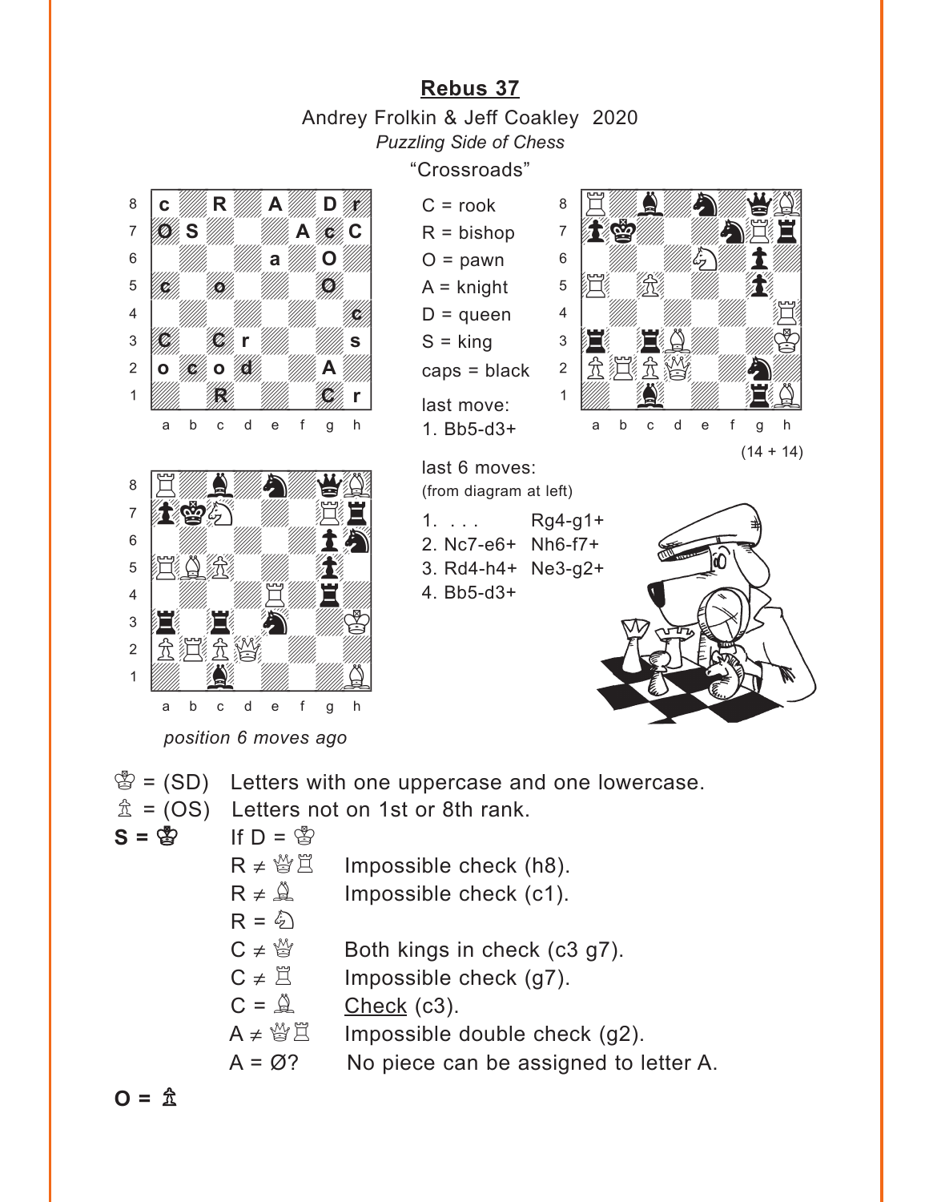## Rebus 37

Andrey Frolkin & Jeff Coakley 2020

*Puzzling Side of Chess*

"Crossroads"

C = rook
R = bishop
O = pawn
A = knight
D = queen
S = king
caps = black

last move:
1. Bb5-d3+

(14 + 14)

*position 6 moves ago*

last 6 moves:
(from diagram at left)

| | | |
|---|---|---|
| 1. | . . . | Rg4-g1+ |
| 2. | Nc7-e6+ | Nh6-f7+ |
| 3. | Rd4-h4+ | Ne3-g2+ |
| 4. | Bb5-d3+ | |

♔ = (SD) Letters with one uppercase and one lowercase.

♙ = (OS) Letters not on 1st or 8th rank.

**S = ♔** If D = ♔

R ≠ ♕♖ Impossible check (h8).

R ≠ ♗ Impossible check (c1).

R = ♘

C ≠ ♕ Both kings in check (c3 g7).

C ≠ ♖ Impossible check (g7).

C = ♗ Check (c3).

A ≠ ♕♖ Impossible double check (g2).

A = Ø? No piece can be assigned to letter A.

**O = ♙**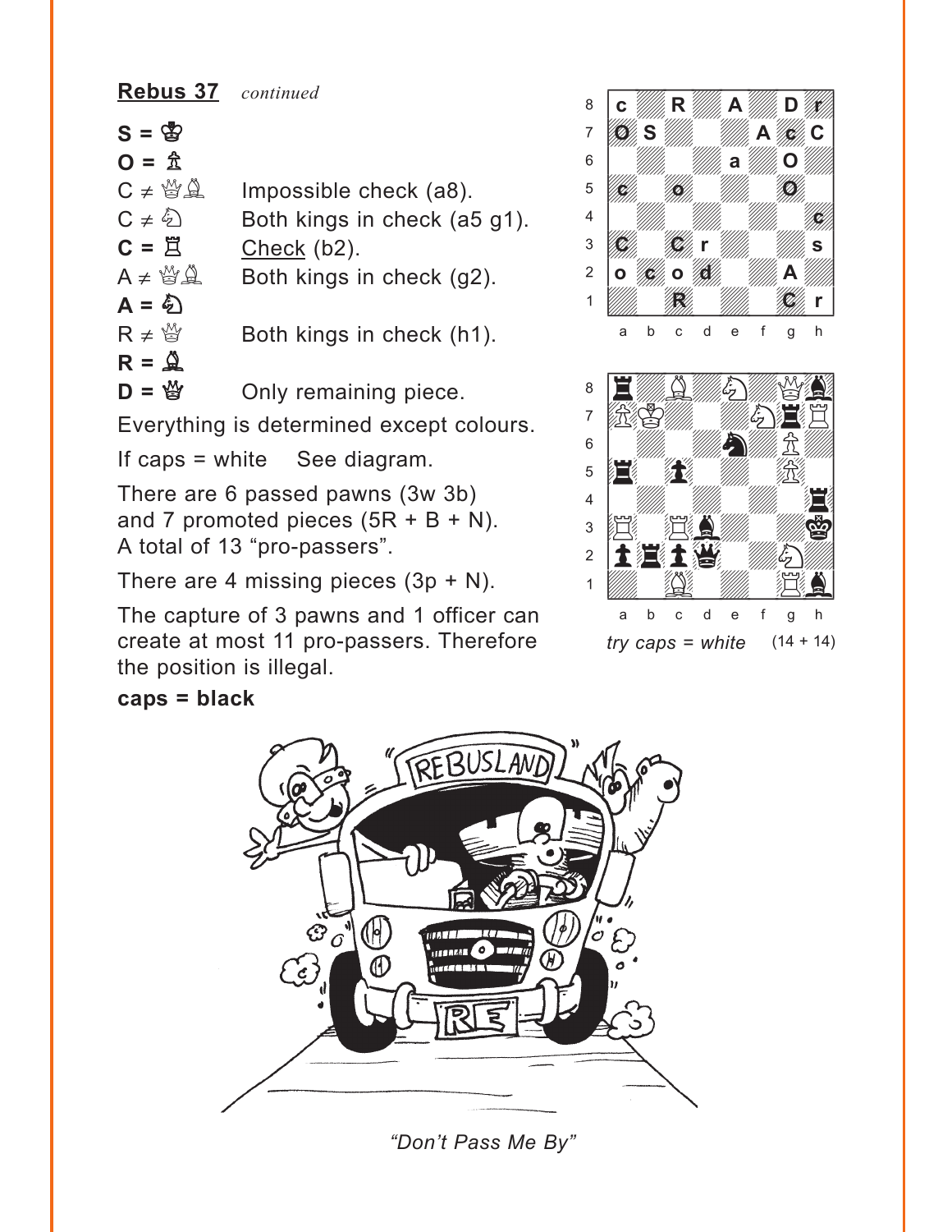## Rebus 37 *continued*

**S =** ♔

**O =** ♙

C ≠ ♕♗ Impossible check (a8).

C ≠ ♘ Both kings in check (a5 g1).

**C =** ♖ Check (b2).

A ≠ ♕♗ Both kings in check (g2).

**A =** ♘

R ≠ ♕ Both kings in check (h1).

**R =** ♗

**D =** ♕ Only remaining piece.

Everything is determined except colours.

If caps = white See diagram.

There are 6 passed pawns (3w 3b) and 7 promoted pieces (5R + B + N). A total of 13 "pro-passers".

There are 4 missing pieces (3p + N).

The capture of 3 pawns and 1 officer can create at most 11 pro-passers. Therefore the position is illegal.

**caps = black**

*try caps = white* (14 + 14)

*"Don't Pass Me By"*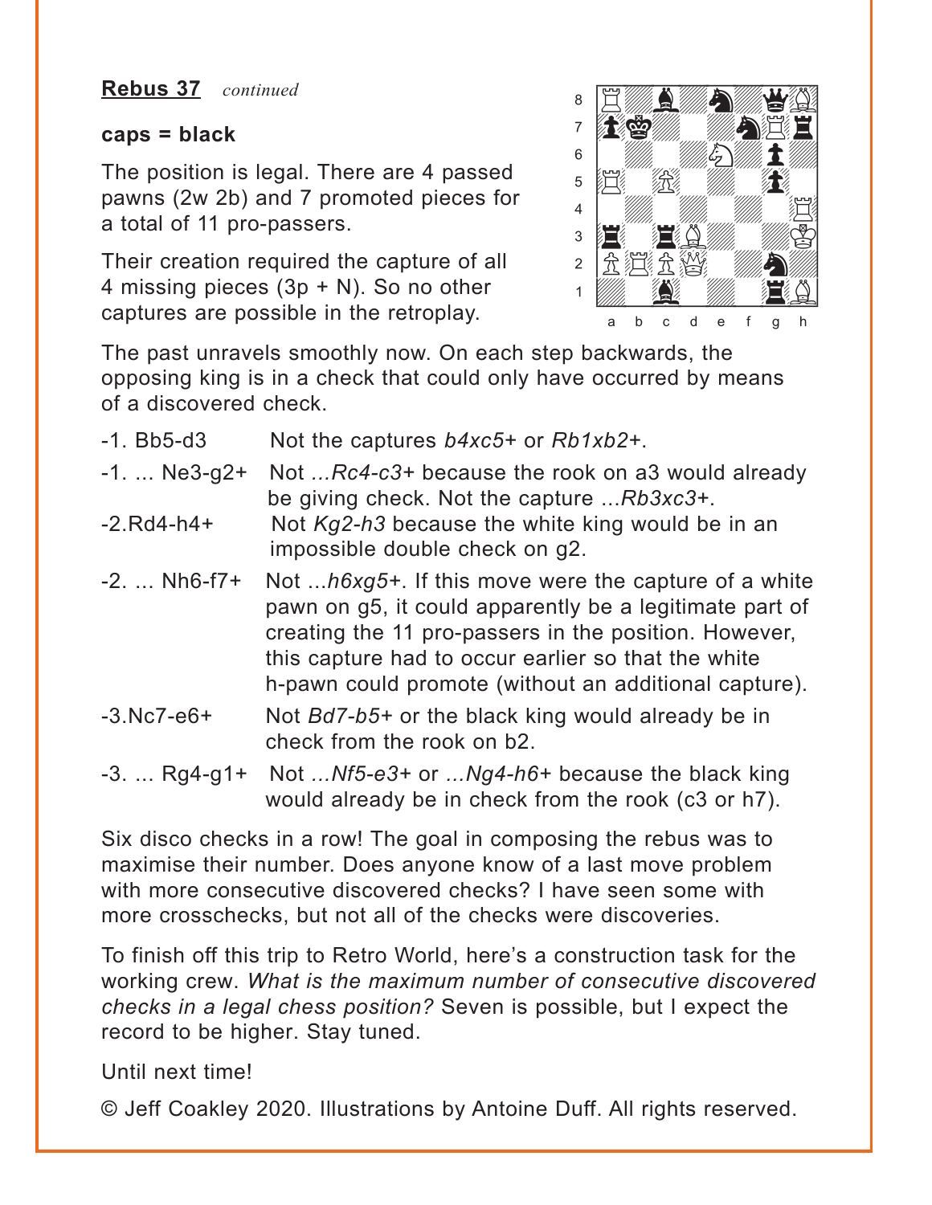**Rebus 37** *continued*

**caps = black**

The position is legal. There are 4 passed pawns (2w 2b) and 7 promoted pieces for a total of 11 pro-passers.

Their creation required the capture of all 4 missing pieces (3p + N). So no other captures are possible in the retroplay.

The past unravels smoothly now. On each step backwards, the opposing king is in a check that could only have occurred by means of a discovered check.

| | |
|---|---|
| -1. Bb5-d3 | Not the captures *b4xc5+* or *Rb1xb2+*. |
| -1. ... Ne3-g2+ | Not *...Rc4-c3+* because the rook on a3 would already be giving check. Not the capture *...Rb3xc3+*. |
| -2.Rd4-h4+ | Not *Kg2-h3* because the white king would be in an impossible double check on g2. |
| -2. ... Nh6-f7+ | Not *...h6xg5+*. If this move were the capture of a white pawn on g5, it could apparently be a legitimate part of creating the 11 pro-passers in the position. However, this capture had to occur earlier so that the white h-pawn could promote (without an additional capture). |
| -3.Nc7-e6+ | Not *Bd7-b5+* or the black king would already be in check from the rook on b2. |
| -3. ... Rg4-g1+ | Not *...Nf5-e3+* or *...Ng4-h6+* because the black king would already be in check from the rook (c3 or h7). |

Six disco checks in a row! The goal in composing the rebus was to maximise their number. Does anyone know of a last move problem with more consecutive discovered checks? I have seen some with more crosschecks, but not all of the checks were discoveries.

To finish off this trip to Retro World, here's a construction task for the working crew. *What is the maximum number of consecutive discovered checks in a legal chess position?* Seven is possible, but I expect the record to be higher. Stay tuned.

Until next time!

© Jeff Coakley 2020. Illustrations by Antoine Duff. All rights reserved.